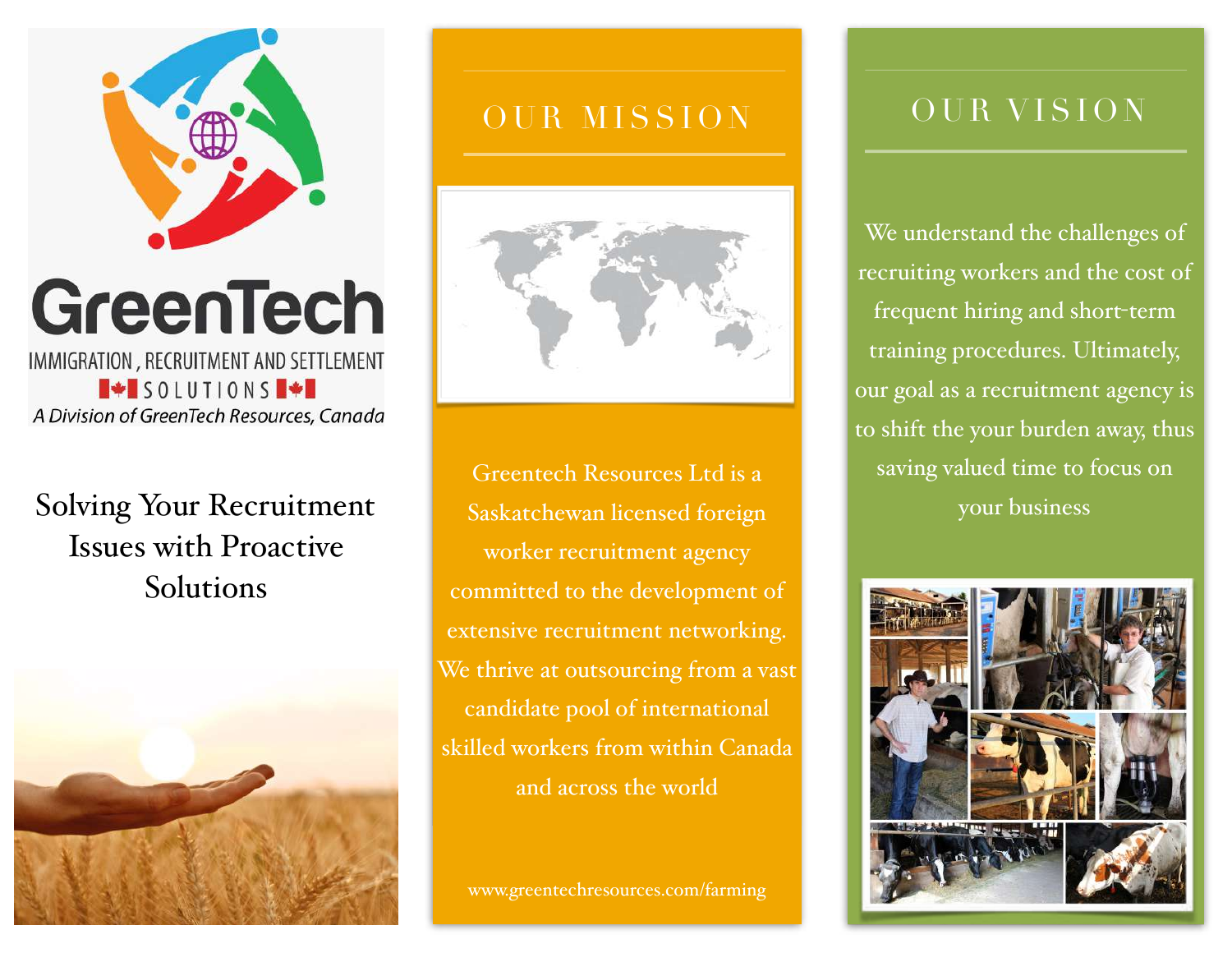# GreenTech

IMMIGRATION , RECRUITMENT AND SETTLEMENT

SOLUTIONS

*A Division of GreenTech Resources, Canada*

Solving Your Recruitment Issues with Proactive Solutions

## OUR MISSION

Greentech Resources Ltd is a Saskatchewan licensed foreign worker recruitment agency committed to the development of extensive recruitment networking. We thrive at outsourcing from a vast candidate pool of international skilled workers from within Canada and across the world

www.greentechresources.com/farming

## OUR VISION

We understand the challenges of recruiting workers and the cost of frequent hiring and short-term training procedures. Ultimately, our goal as a recruitment agency is to shift the your burden away, thus saving valued time to focus on your business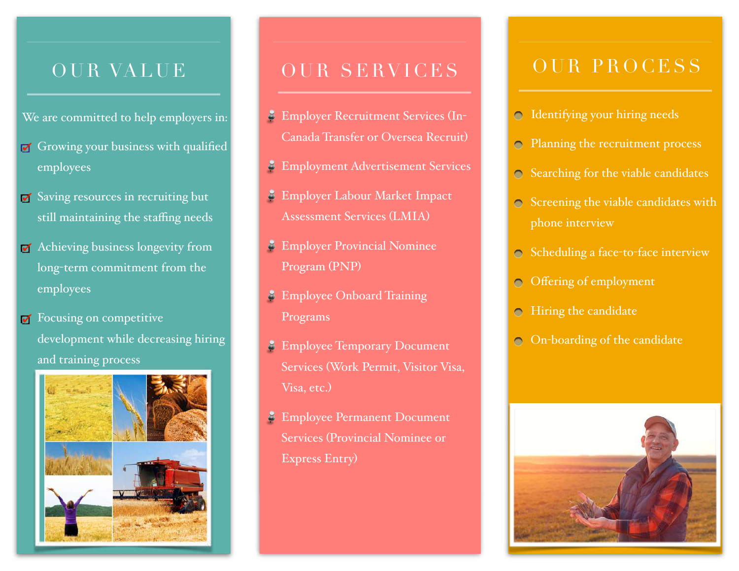## OUR VALUE

We are committed to help employers in:

- Growing your business with qualified employees
- Saving resources in recruiting but still maintaining the staffing needs
- Achieving business longevity from long-term commitment from the employees
- Focusing on competitive development while decreasing hiring and training process

## OUR SERVICES

- Employer Recruitment Services (In-Canada Transfer or Oversea Recruit)
- Employment Advertisement Services
- Employer Labour Market Impact Assessment Services (LMIA)
- Employer Provincial Nominee Program (PNP)
- Employee Onboard Training Programs
- Employee Temporary Document Services (Work Permit, Visitor Visa, Visa, etc.)
- Employee Permanent Document Services (Provincial Nominee or Express Entry)

## OUR PROCESS

- Identifying your hiring needs
- Planning the recruitment process
- Searching for the viable candidates
- Screening the viable candidates with phone interview
- Scheduling a face-to-face interview
- Offering of employment
- Hiring the candidate
- On-boarding of the candidate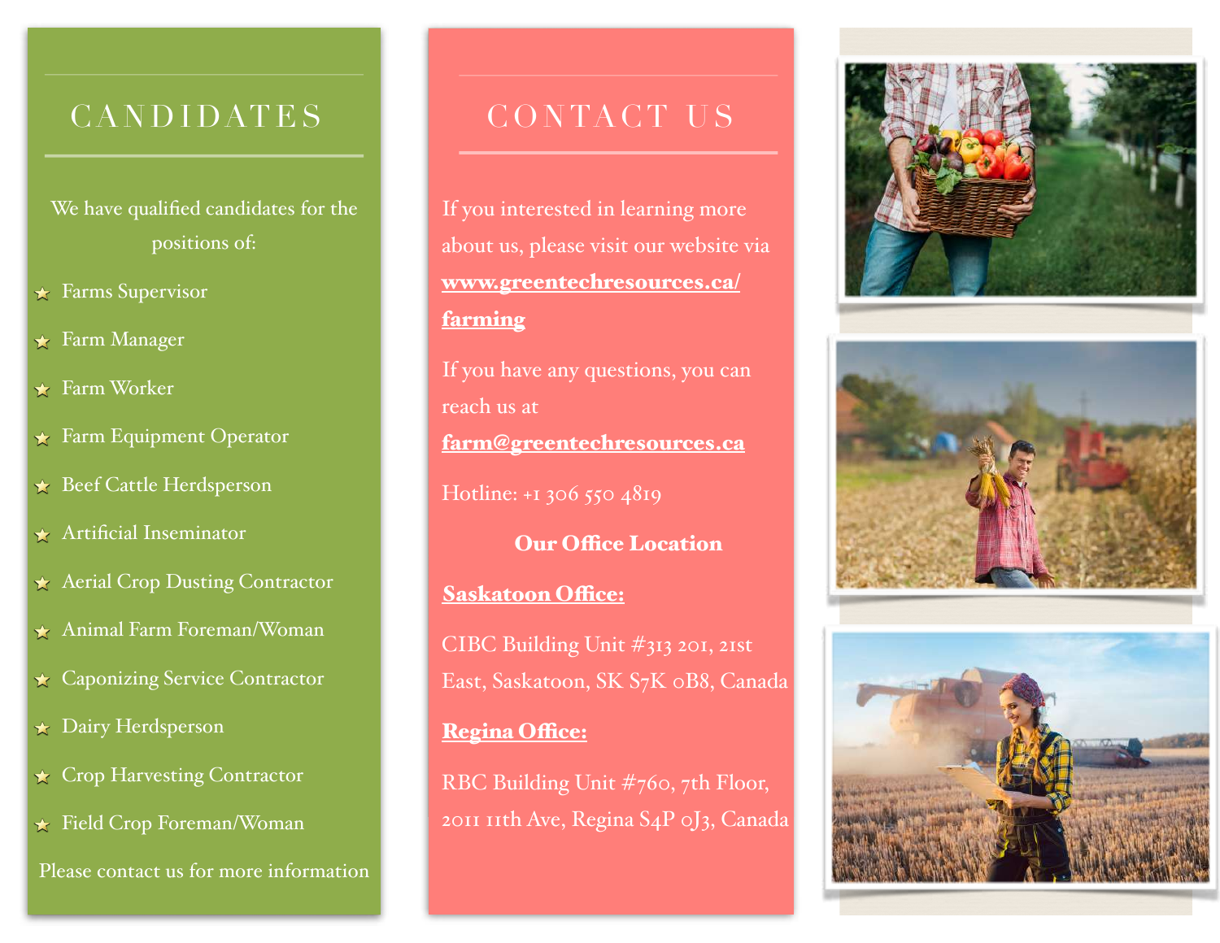## CANDIDATES

We have qualified candidates for the positions of:

- Farms Supervisor
- Farm Manager
- Farm Worker
- Farm Equipment Operator
- Beef Cattle Herdsperson
- Artificial Inseminator
- Aerial Crop Dusting Contractor
- Animal Farm Foreman/Woman
- Caponizing Service Contractor
- Dairy Herdsperson
- Crop Harvesting Contractor
- Field Crop Foreman/Woman

Please contact us for more information

## CONTACT US

If you interested in learning more about us, please visit our website via **www.greentechresources.ca/farming**

If you have any questions, you can reach us at **farm@greentechresources.ca**

Hotline: +1 306 550 4819

**Our Office Location**

**Saskatoon Office:**

CIBC Building Unit #313 201, 21st East, Saskatoon, SK S7K 0B8, Canada

**Regina Office:**

RBC Building Unit #760, 7th Floor, 2011 11th Ave, Regina S4P 0J3, Canada